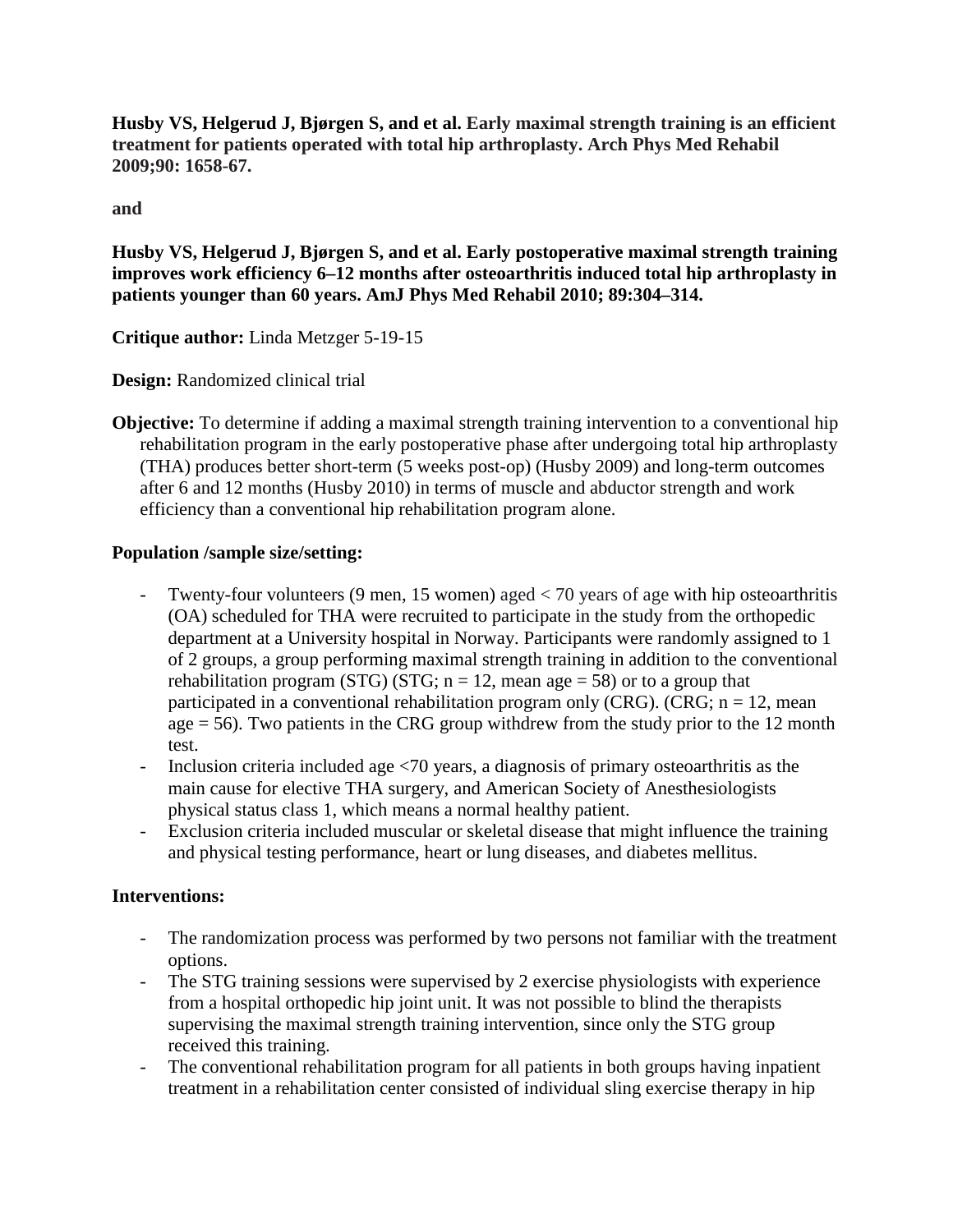**Husby VS, Helgerud J, Bjørgen S, and et al. Early maximal strength training is an efficient treatment for patients operated with total hip arthroplasty. Arch Phys Med Rehabil 2009;90: 1658-67.**

**and**

**Husby VS, Helgerud J, Bjørgen S, and et al. Early postoperative maximal strength training improves work efficiency 6–12 months after osteoarthritis induced total hip arthroplasty in patients younger than 60 years. AmJ Phys Med Rehabil 2010; 89:304–314.**

**Critique author:** Linda Metzger 5-19-15

**Design:** Randomized clinical trial

**Objective:** To determine if adding a maximal strength training intervention to a conventional hip rehabilitation program in the early postoperative phase after undergoing total hip arthroplasty (THA) produces better short-term (5 weeks post-op) (Husby 2009) and long-term outcomes after 6 and 12 months (Husby 2010) in terms of muscle and abductor strength and work efficiency than a conventional hip rehabilitation program alone.

**Population /sample size/setting:**

- Twenty-four volunteers (9 men, 15 women) aged < 70 years of age with hip osteoarthritis (OA) scheduled for THA were recruited to participate in the study from the orthopedic department at a University hospital in Norway. Participants were randomly assigned to 1 of 2 groups, a group performing maximal strength training in addition to the conventional rehabilitation program (STG) (STG; n = 12, mean age = 58) or to a group that participated in a conventional rehabilitation program only (CRG). (CRG; n = 12, mean age = 56). Two patients in the CRG group withdrew from the study prior to the 12 month test.
- Inclusion criteria included age <70 years, a diagnosis of primary osteoarthritis as the main cause for elective THA surgery, and American Society of Anesthesiologists physical status class 1, which means a normal healthy patient.
- Exclusion criteria included muscular or skeletal disease that might influence the training and physical testing performance, heart or lung diseases, and diabetes mellitus.

**Interventions:**

- The randomization process was performed by two persons not familiar with the treatment options.
- The STG training sessions were supervised by 2 exercise physiologists with experience from a hospital orthopedic hip joint unit. It was not possible to blind the therapists supervising the maximal strength training intervention, since only the STG group received this training.
- The conventional rehabilitation program for all patients in both groups having inpatient treatment in a rehabilitation center consisted of individual sling exercise therapy in hip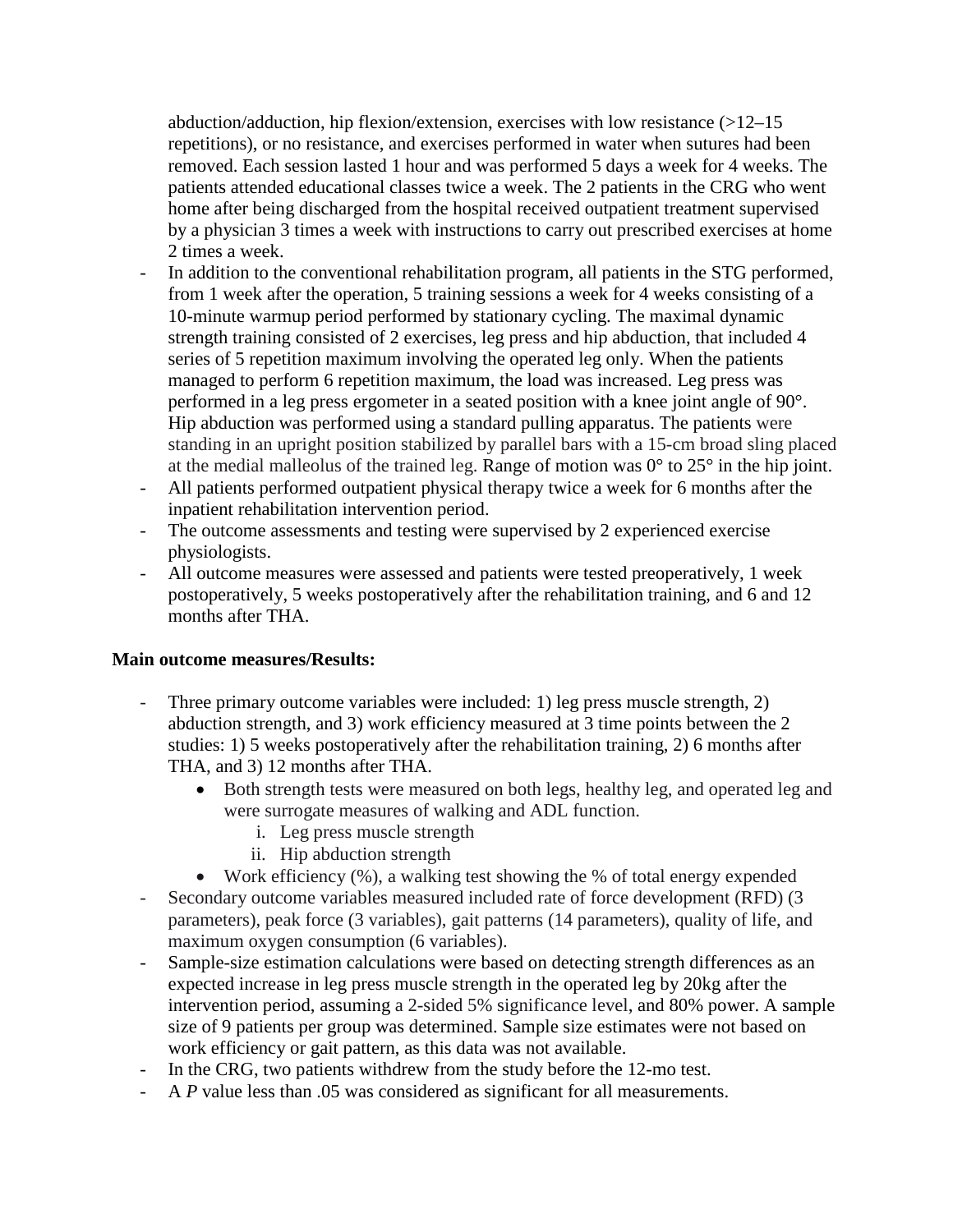abduction/adduction, hip flexion/extension, exercises with low resistance (>12–15 repetitions), or no resistance, and exercises performed in water when sutures had been removed. Each session lasted 1 hour and was performed 5 days a week for 4 weeks. The patients attended educational classes twice a week. The 2 patients in the CRG who went home after being discharged from the hospital received outpatient treatment supervised by a physician 3 times a week with instructions to carry out prescribed exercises at home 2 times a week.

- In addition to the conventional rehabilitation program, all patients in the STG performed, from 1 week after the operation, 5 training sessions a week for 4 weeks consisting of a 10-minute warmup period performed by stationary cycling. The maximal dynamic strength training consisted of 2 exercises, leg press and hip abduction, that included 4 series of 5 repetition maximum involving the operated leg only. When the patients managed to perform 6 repetition maximum, the load was increased. Leg press was performed in a leg press ergometer in a seated position with a knee joint angle of 90°. Hip abduction was performed using a standard pulling apparatus. The patients were standing in an upright position stabilized by parallel bars with a 15-cm broad sling placed at the medial malleolus of the trained leg. Range of motion was 0° to 25° in the hip joint.
- All patients performed outpatient physical therapy twice a week for 6 months after the inpatient rehabilitation intervention period.
- The outcome assessments and testing were supervised by 2 experienced exercise physiologists.
- All outcome measures were assessed and patients were tested preoperatively, 1 week postoperatively, 5 weeks postoperatively after the rehabilitation training, and 6 and 12 months after THA.

**Main outcome measures/Results:**

- Three primary outcome variables were included: 1) leg press muscle strength, 2) abduction strength, and 3) work efficiency measured at 3 time points between the 2 studies: 1) 5 weeks postoperatively after the rehabilitation training, 2) 6 months after THA, and 3) 12 months after THA.
    - Both strength tests were measured on both legs, healthy leg, and operated leg and were surrogate measures of walking and ADL function.
        i. Leg press muscle strength
        ii. Hip abduction strength
    - Work efficiency (%), a walking test showing the % of total energy expended
- Secondary outcome variables measured included rate of force development (RFD) (3 parameters), peak force (3 variables), gait patterns (14 parameters), quality of life, and maximum oxygen consumption (6 variables).
- Sample-size estimation calculations were based on detecting strength differences as an expected increase in leg press muscle strength in the operated leg by 20kg after the intervention period, assuming a 2-sided 5% significance level, and 80% power. A sample size of 9 patients per group was determined. Sample size estimates were not based on work efficiency or gait pattern, as this data was not available.
- In the CRG, two patients withdrew from the study before the 12-mo test.
- A *P* value less than .05 was considered as significant for all measurements.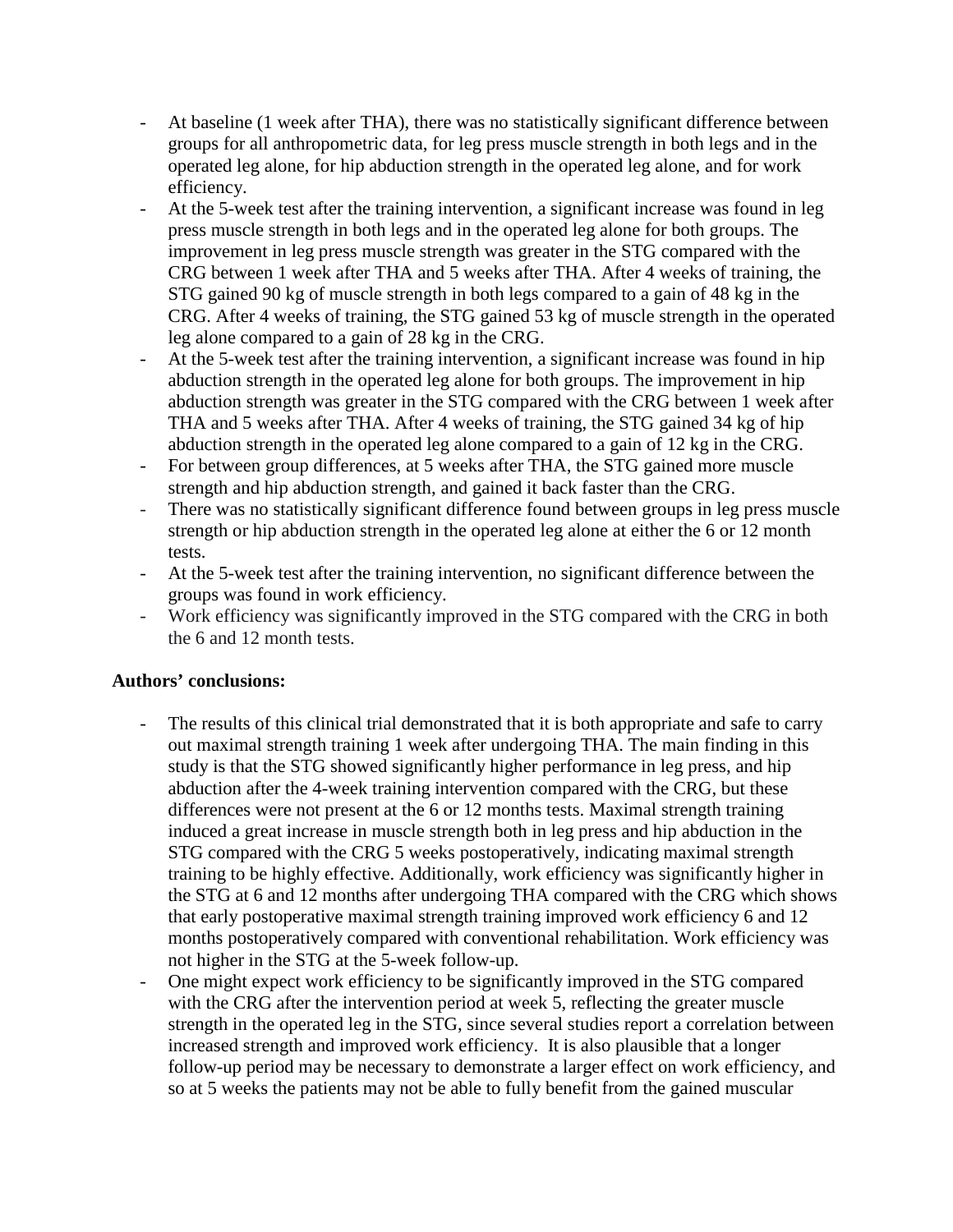- At baseline (1 week after THA), there was no statistically significant difference between groups for all anthropometric data, for leg press muscle strength in both legs and in the operated leg alone, for hip abduction strength in the operated leg alone, and for work efficiency.
- At the 5-week test after the training intervention, a significant increase was found in leg press muscle strength in both legs and in the operated leg alone for both groups. The improvement in leg press muscle strength was greater in the STG compared with the CRG between 1 week after THA and 5 weeks after THA. After 4 weeks of training, the STG gained 90 kg of muscle strength in both legs compared to a gain of 48 kg in the CRG. After 4 weeks of training, the STG gained 53 kg of muscle strength in the operated leg alone compared to a gain of 28 kg in the CRG.
- At the 5-week test after the training intervention, a significant increase was found in hip abduction strength in the operated leg alone for both groups. The improvement in hip abduction strength was greater in the STG compared with the CRG between 1 week after THA and 5 weeks after THA. After 4 weeks of training, the STG gained 34 kg of hip abduction strength in the operated leg alone compared to a gain of 12 kg in the CRG.
- For between group differences, at 5 weeks after THA, the STG gained more muscle strength and hip abduction strength, and gained it back faster than the CRG.
- There was no statistically significant difference found between groups in leg press muscle strength or hip abduction strength in the operated leg alone at either the 6 or 12 month tests.
- At the 5-week test after the training intervention, no significant difference between the groups was found in work efficiency.
- Work efficiency was significantly improved in the STG compared with the CRG in both the 6 and 12 month tests.

**Authors' conclusions:**

- The results of this clinical trial demonstrated that it is both appropriate and safe to carry out maximal strength training 1 week after undergoing THA. The main finding in this study is that the STG showed significantly higher performance in leg press, and hip abduction after the 4-week training intervention compared with the CRG, but these differences were not present at the 6 or 12 months tests. Maximal strength training induced a great increase in muscle strength both in leg press and hip abduction in the STG compared with the CRG 5 weeks postoperatively, indicating maximal strength training to be highly effective. Additionally, work efficiency was significantly higher in the STG at 6 and 12 months after undergoing THA compared with the CRG which shows that early postoperative maximal strength training improved work efficiency 6 and 12 months postoperatively compared with conventional rehabilitation. Work efficiency was not higher in the STG at the 5-week follow-up.
- One might expect work efficiency to be significantly improved in the STG compared with the CRG after the intervention period at week 5, reflecting the greater muscle strength in the operated leg in the STG, since several studies report a correlation between increased strength and improved work efficiency. It is also plausible that a longer follow-up period may be necessary to demonstrate a larger effect on work efficiency, and so at 5 weeks the patients may not be able to fully benefit from the gained muscular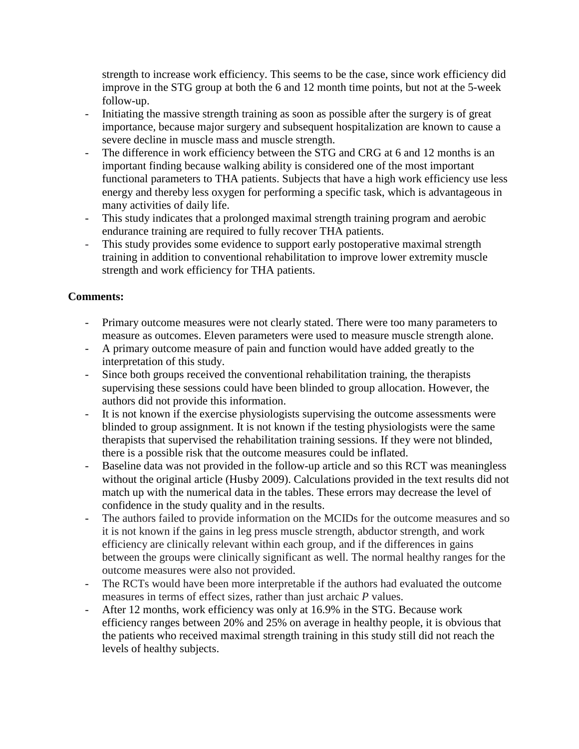strength to increase work efficiency. This seems to be the case, since work efficiency did improve in the STG group at both the 6 and 12 month time points, but not at the 5-week follow-up.

- Initiating the massive strength training as soon as possible after the surgery is of great importance, because major surgery and subsequent hospitalization are known to cause a severe decline in muscle mass and muscle strength.
- The difference in work efficiency between the STG and CRG at 6 and 12 months is an important finding because walking ability is considered one of the most important functional parameters to THA patients. Subjects that have a high work efficiency use less energy and thereby less oxygen for performing a specific task, which is advantageous in many activities of daily life.
- This study indicates that a prolonged maximal strength training program and aerobic endurance training are required to fully recover THA patients.
- This study provides some evidence to support early postoperative maximal strength training in addition to conventional rehabilitation to improve lower extremity muscle strength and work efficiency for THA patients.

**Comments:**

- Primary outcome measures were not clearly stated. There were too many parameters to measure as outcomes. Eleven parameters were used to measure muscle strength alone.
- A primary outcome measure of pain and function would have added greatly to the interpretation of this study.
- Since both groups received the conventional rehabilitation training, the therapists supervising these sessions could have been blinded to group allocation. However, the authors did not provide this information.
- It is not known if the exercise physiologists supervising the outcome assessments were blinded to group assignment. It is not known if the testing physiologists were the same therapists that supervised the rehabilitation training sessions. If they were not blinded, there is a possible risk that the outcome measures could be inflated.
- Baseline data was not provided in the follow-up article and so this RCT was meaningless without the original article (Husby 2009). Calculations provided in the text results did not match up with the numerical data in the tables. These errors may decrease the level of confidence in the study quality and in the results.
- The authors failed to provide information on the MCIDs for the outcome measures and so it is not known if the gains in leg press muscle strength, abductor strength, and work efficiency are clinically relevant within each group, and if the differences in gains between the groups were clinically significant as well. The normal healthy ranges for the outcome measures were also not provided.
- The RCTs would have been more interpretable if the authors had evaluated the outcome measures in terms of effect sizes, rather than just archaic *P* values.
- After 12 months, work efficiency was only at 16.9% in the STG. Because work efficiency ranges between 20% and 25% on average in healthy people, it is obvious that the patients who received maximal strength training in this study still did not reach the levels of healthy subjects.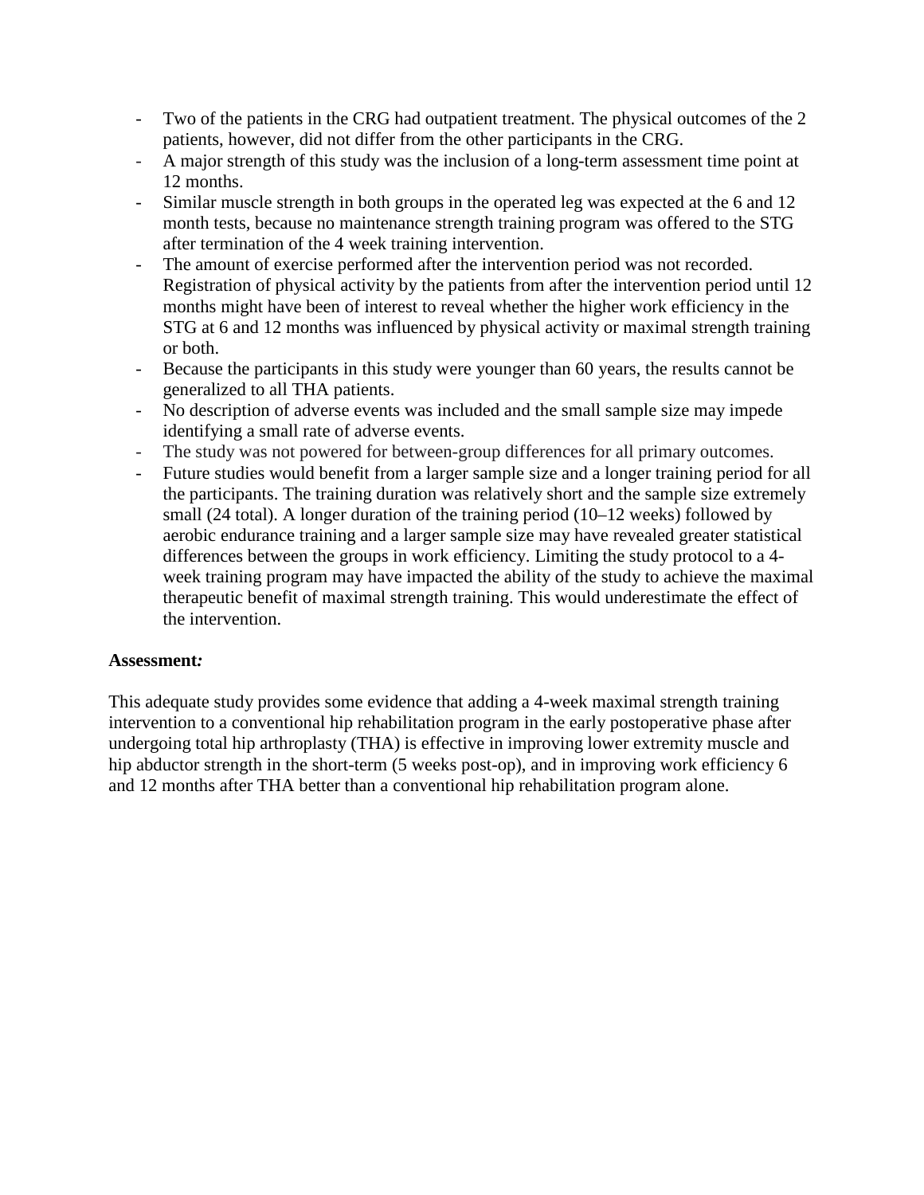- Two of the patients in the CRG had outpatient treatment. The physical outcomes of the 2 patients, however, did not differ from the other participants in the CRG.
- A major strength of this study was the inclusion of a long-term assessment time point at 12 months.
- Similar muscle strength in both groups in the operated leg was expected at the 6 and 12 month tests, because no maintenance strength training program was offered to the STG after termination of the 4 week training intervention.
- The amount of exercise performed after the intervention period was not recorded. Registration of physical activity by the patients from after the intervention period until 12 months might have been of interest to reveal whether the higher work efficiency in the STG at 6 and 12 months was influenced by physical activity or maximal strength training or both.
- Because the participants in this study were younger than 60 years, the results cannot be generalized to all THA patients.
- No description of adverse events was included and the small sample size may impede identifying a small rate of adverse events.
- The study was not powered for between-group differences for all primary outcomes.
- Future studies would benefit from a larger sample size and a longer training period for all the participants. The training duration was relatively short and the sample size extremely small (24 total). A longer duration of the training period (10–12 weeks) followed by aerobic endurance training and a larger sample size may have revealed greater statistical differences between the groups in work efficiency. Limiting the study protocol to a 4-week training program may have impacted the ability of the study to achieve the maximal therapeutic benefit of maximal strength training. This would underestimate the effect of the intervention.

**Assessment*:***

This adequate study provides some evidence that adding a 4-week maximal strength training intervention to a conventional hip rehabilitation program in the early postoperative phase after undergoing total hip arthroplasty (THA) is effective in improving lower extremity muscle and hip abductor strength in the short-term (5 weeks post-op), and in improving work efficiency 6 and 12 months after THA better than a conventional hip rehabilitation program alone.